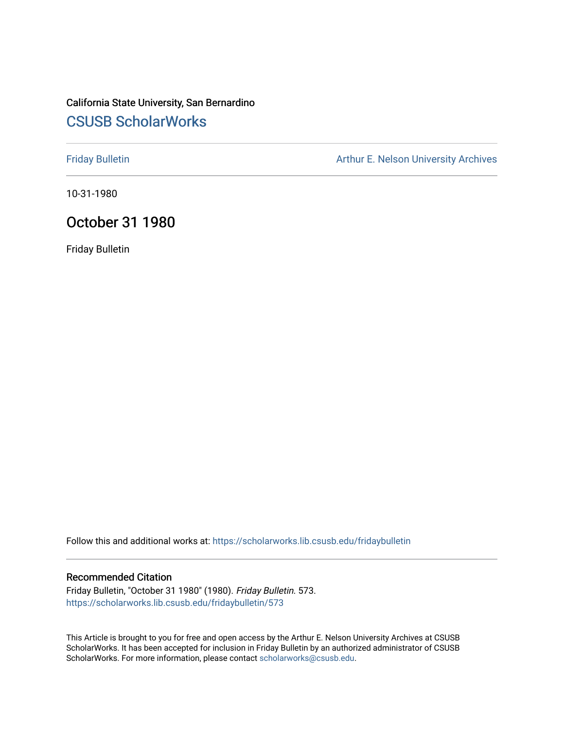California State University, San Bernardino

# CSUSB ScholarWorks

Friday Bulletin

Arthur E. Nelson University Archives

10-31-1980

## October 31 1980

Friday Bulletin

Follow this and additional works at: https://scholarworks.lib.csusb.edu/fridaybulletin

### Recommended Citation

Friday Bulletin, "October 31 1980" (1980). *Friday Bulletin*. 573.
https://scholarworks.lib.csusb.edu/fridaybulletin/573

This Article is brought to you for free and open access by the Arthur E. Nelson University Archives at CSUSB ScholarWorks. It has been accepted for inclusion in Friday Bulletin by an authorized administrator of CSUSB ScholarWorks. For more information, please contact scholarworks@csusb.edu.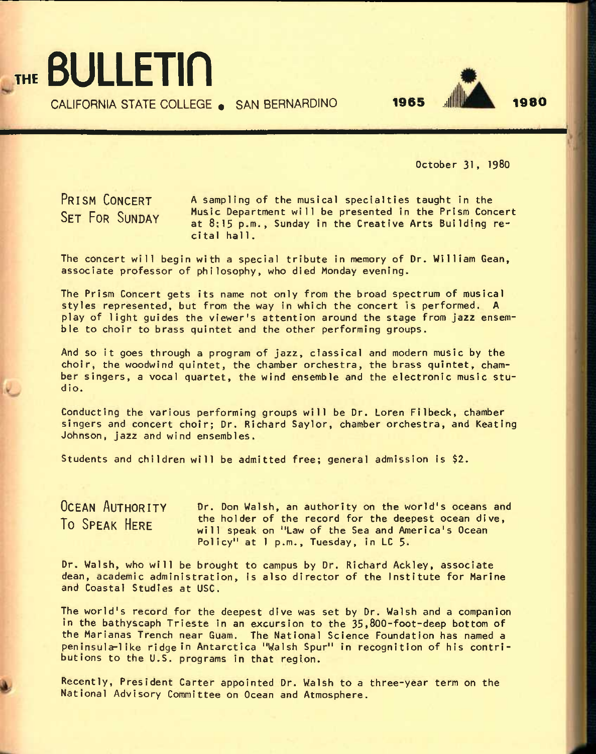# THE BULLETIN

CALIFORNIA STATE COLLEGE • SAN BERNARDINO 1965 1980

October 31, 1980

## PRISM CONCERT SET FOR SUNDAY

A sampling of the musical specialties taught in the Music Department will be presented in the Prism Concert at 8:15 p.m., Sunday in the Creative Arts Building recital hall.

The concert will begin with a special tribute in memory of Dr. William Gean, associate professor of philosophy, who died Monday evening.

The Prism Concert gets its name not only from the broad spectrum of musical styles represented, but from the way in which the concert is performed. A play of light guides the viewer's attention around the stage from jazz ensemble to choir to brass quintet and the other performing groups.

And so it goes through a program of jazz, classical and modern music by the choir, the woodwind quintet, the chamber orchestra, the brass quintet, chamber singers, a vocal quartet, the wind ensemble and the electronic music studio.

Conducting the various performing groups will be Dr. Loren Filbeck, chamber singers and concert choir; Dr. Richard Saylor, chamber orchestra, and Keating Johnson, jazz and wind ensembles.

Students and children will be admitted free; general admission is $2.

## OCEAN AUTHORITY TO SPEAK HERE

Dr. Don Walsh, an authority on the world's oceans and the holder of the record for the deepest ocean dive, will speak on "Law of the Sea and America's Ocean Policy" at 1 p.m., Tuesday, in LC 5.

Dr. Walsh, who will be brought to campus by Dr. Richard Ackley, associate dean, academic administration, is also director of the Institute for Marine and Coastal Studies at USC.

The world's record for the deepest dive was set by Dr. Walsh and a companion in the bathyscaph Trieste in an excursion to the 35,800-foot-deep bottom of the Marianas Trench near Guam. The National Science Foundation has named a peninsula-like ridge in Antarctica "Walsh Spur" in recognition of his contributions to the U.S. programs in that region.

Recently, President Carter appointed Dr. Walsh to a three-year term on the National Advisory Committee on Ocean and Atmosphere.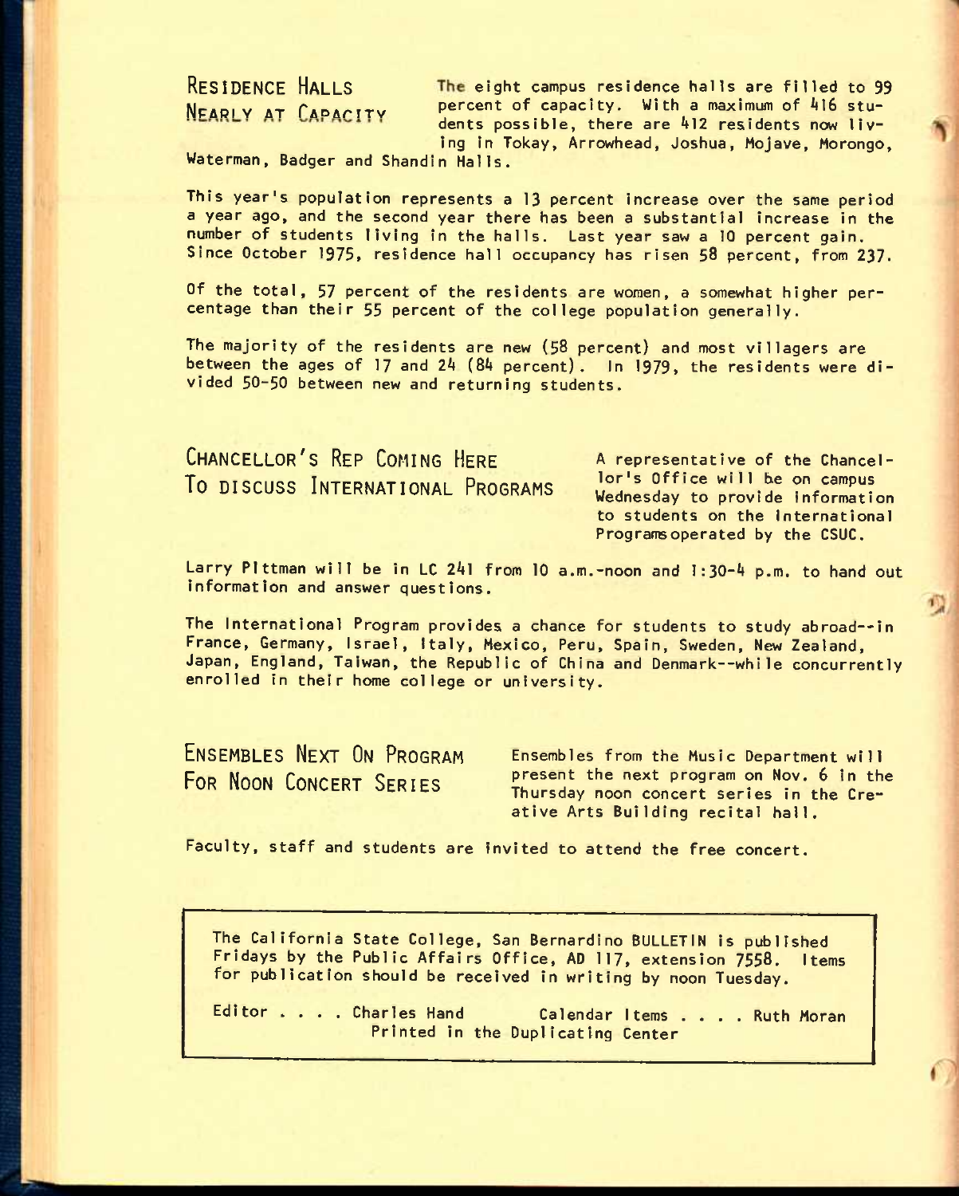## RESIDENCE HALLS NEARLY AT CAPACITY

The eight campus residence halls are filled to 99 percent of capacity. With a maximum of 416 students possible, there are 412 residents now living in Tokay, Arrowhead, Joshua, Mojave, Morongo, Waterman, Badger and Shandin Halls.

This year's population represents a 13 percent increase over the same period a year ago, and the second year there has been a substantial increase in the number of students living in the halls. Last year saw a 10 percent gain. Since October 1975, residence hall occupancy has risen 58 percent, from 237.

Of the total, 57 percent of the residents are women, a somewhat higher percentage than their 55 percent of the college population generally.

The majority of the residents are new (58 percent) and most villagers are between the ages of 17 and 24 (84 percent). In 1979, the residents were divided 50-50 between new and returning students.

## CHANCELLOR'S REP COMING HERE TO DISCUSS INTERNATIONAL PROGRAMS

A representative of the Chancellor's Office will be on campus Wednesday to provide information to students on the International Programs operated by the CSUC.

Larry Pittman will be in LC 241 from 10 a.m.-noon and 1:30-4 p.m. to hand out information and answer questions.

The International Program provides a chance for students to study abroad--in France, Germany, Israel, Italy, Mexico, Peru, Spain, Sweden, New Zealand, Japan, England, Taiwan, the Republic of China and Denmark--while concurrently enrolled in their home college or university.

## ENSEMBLES NEXT ON PROGRAM FOR NOON CONCERT SERIES

Ensembles from the Music Department will present the next program on Nov. 6 in the Thursday noon concert series in the Creative Arts Building recital hall.

Faculty, staff and students are invited to attend the free concert.

---

The California State College, San Bernardino BULLETIN is published Fridays by the Public Affairs Office, AD 117, extension 7558. Items for publication should be received in writing by noon Tuesday.

Editor . . . . Charles Hand    Calendar Items . . . . Ruth Moran

Printed in the Duplicating Center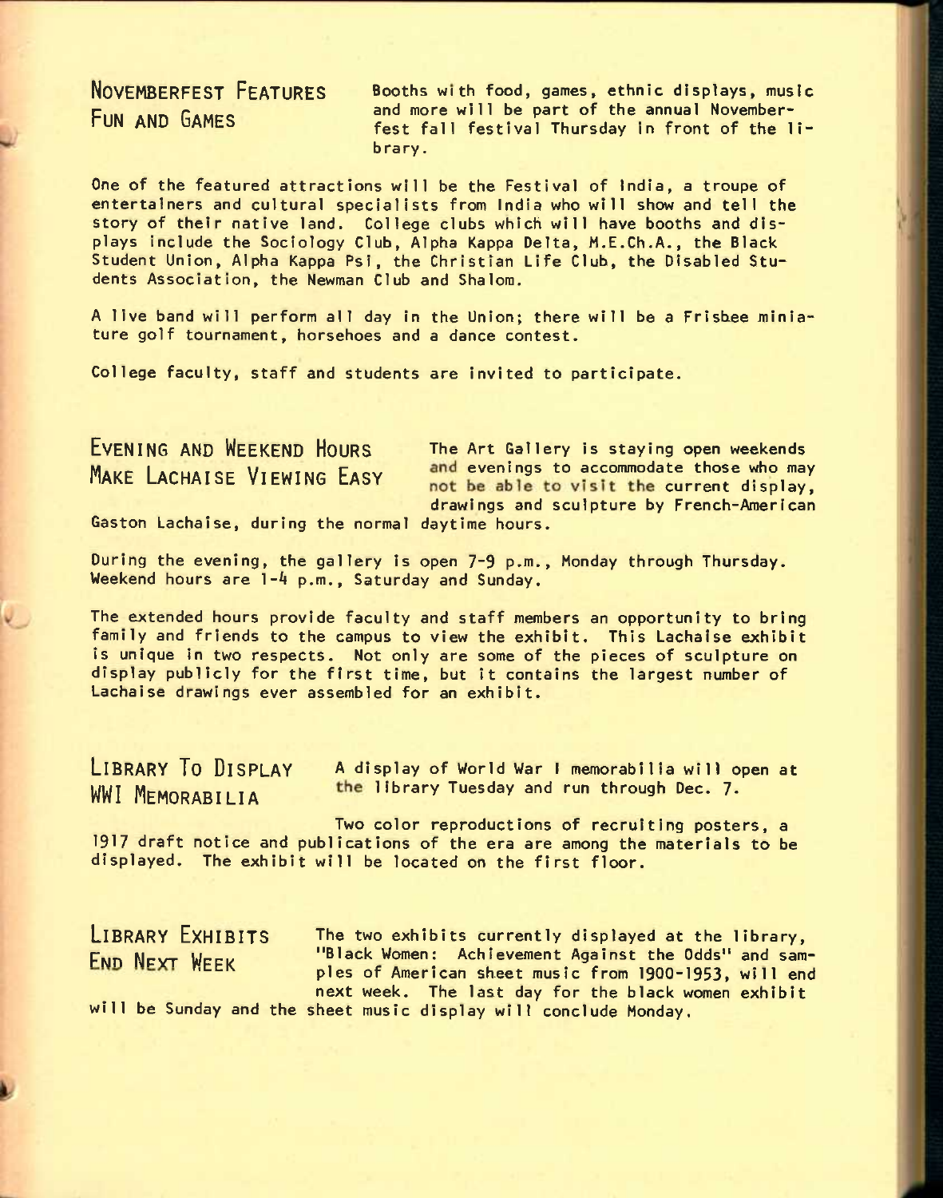## NOVEMBERFEST FEATURES FUN AND GAMES

Booths with food, games, ethnic displays, music and more will be part of the annual Novemberfest fall festival Thursday in front of the library.

One of the featured attractions will be the Festival of India, a troupe of entertainers and cultural specialists from India who will show and tell the story of their native land. College clubs which will have booths and displays include the Sociology Club, Alpha Kappa Delta, M.E.Ch.A., the Black Student Union, Alpha Kappa Psi, the Christian Life Club, the Disabled Students Association, the Newman Club and Shalom.

A live band will perform all day in the Union; there will be a Frisbee miniature golf tournament, horsehoes and a dance contest.

College faculty, staff and students are invited to participate.

## EVENING AND WEEKEND HOURS MAKE LACHAISE VIEWING EASY

The Art Gallery is staying open weekends and evenings to accommodate those who may not be able to visit the current display, drawings and sculpture by French-American Gaston Lachaise, during the normal daytime hours.

During the evening, the gallery is open 7-9 p.m., Monday through Thursday. Weekend hours are 1-4 p.m., Saturday and Sunday.

The extended hours provide faculty and staff members an opportunity to bring family and friends to the campus to view the exhibit. This Lachaise exhibit is unique in two respects. Not only are some of the pieces of sculpture on display publicly for the first time, but it contains the largest number of Lachaise drawings ever assembled for an exhibit.

## LIBRARY TO DISPLAY WWI MEMORABILIA

A display of World War I memorabilia will open at the library Tuesday and run through Dec. 7.

Two color reproductions of recruiting posters, a 1917 draft notice and publications of the era are among the materials to be displayed. The exhibit will be located on the first floor.

## LIBRARY EXHIBITS END NEXT WEEK

The two exhibits currently displayed at the library, "Black Women: Achievement Against the Odds" and samples of American sheet music from 1900-1953, will end next week. The last day for the black women exhibit will be Sunday and the sheet music display will conclude Monday.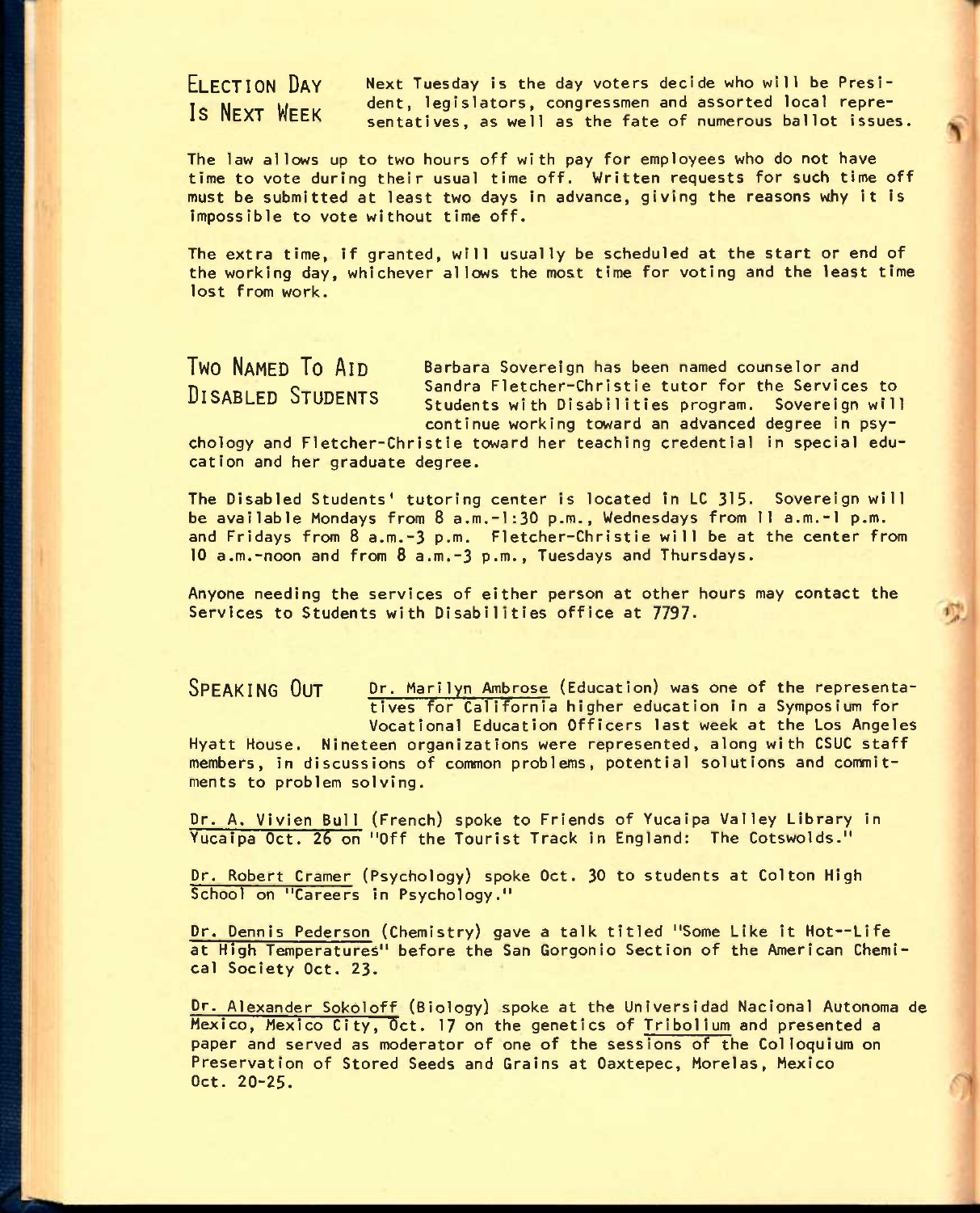## Election Day Is Next Week

Next Tuesday is the day voters decide who will be President, legislators, congressmen and assorted local representatives, as well as the fate of numerous ballot issues.

The law allows up to two hours off with pay for employees who do not have time to vote during their usual time off. Written requests for such time off must be submitted at least two days in advance, giving the reasons why it is impossible to vote without time off.

The extra time, if granted, will usually be scheduled at the start or end of the working day, whichever allows the most time for voting and the least time lost from work.

## Two Named To Aid Disabled Students

Barbara Sovereign has been named counselor and Sandra Fletcher-Christie tutor for the Services to Students with Disabilities program. Sovereign will continue working toward an advanced degree in psychology and Fletcher-Christie toward her teaching credential in special education and her graduate degree.

The Disabled Students' tutoring center is located in LC 315. Sovereign will be available Mondays from 8 a.m.-1:30 p.m., Wednesdays from 11 a.m.-1 p.m. and Fridays from 8 a.m.-3 p.m. Fletcher-Christie will be at the center from 10 a.m.-noon and from 8 a.m.-3 p.m., Tuesdays and Thursdays.

Anyone needing the services of either person at other hours may contact the Services to Students with Disabilities office at 7797.

## Speaking Out

Dr. Marilyn Ambrose (Education) was one of the representatives for California higher education in a Symposium for Vocational Education Officers last week at the Los Angeles Hyatt House. Nineteen organizations were represented, along with CSUC staff members, in discussions of common problems, potential solutions and commitments to problem solving.

Dr. A. Vivien Bull (French) spoke to Friends of Yucaipa Valley Library in Yucaipa Oct. 26 on "Off the Tourist Track in England: The Cotswolds."

Dr. Robert Cramer (Psychology) spoke Oct. 30 to students at Colton High School on "Careers in Psychology."

Dr. Dennis Pederson (Chemistry) gave a talk titled "Some Like it Hot--Life at High Temperatures" before the San Gorgonio Section of the American Chemical Society Oct. 23.

Dr. Alexander Sokoloff (Biology) spoke at the Universidad Nacional Autonoma de Mexico, Mexico City, Oct. 17 on the genetics of *Tribolium* and presented a paper and served as moderator of one of the sessions of the Colloquium on Preservation of Stored Seeds and Grains at Oaxtepec, Morelas, Mexico Oct. 20-25.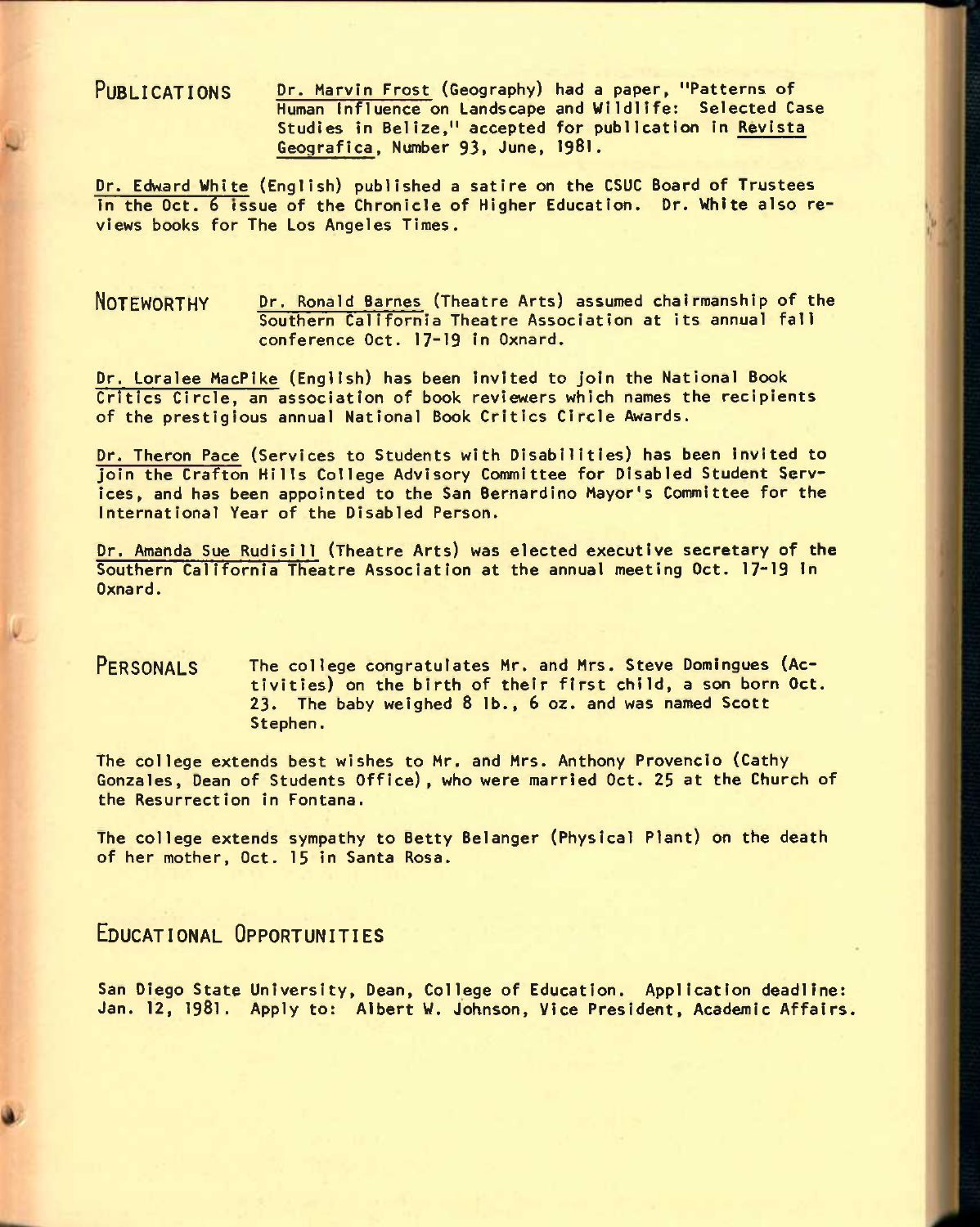## PUBLICATIONS

Dr. Marvin Frost (Geography) had a paper, "Patterns of Human Influence on Landscape and Wildlife: Selected Case Studies in Belize," accepted for publication in Revista Geografica, Number 93, June, 1981.

Dr. Edward White (English) published a satire on the CSUC Board of Trustees in the Oct. 6 issue of the Chronicle of Higher Education. Dr. White also reviews books for The Los Angeles Times.

## NOTEWORTHY

Dr. Ronald Barnes (Theatre Arts) assumed chairmanship of the Southern California Theatre Association at its annual fall conference Oct. 17-19 in Oxnard.

Dr. Loralee MacPike (English) has been invited to join the National Book Critics Circle, an association of book reviewers which names the recipients of the prestigious annual National Book Critics Circle Awards.

Dr. Theron Pace (Services to Students with Disabilities) has been invited to join the Crafton Hills College Advisory Committee for Disabled Student Services, and has been appointed to the San Bernardino Mayor's Committee for the International Year of the Disabled Person.

Dr. Amanda Sue Rudisill (Theatre Arts) was elected executive secretary of the Southern California Theatre Association at the annual meeting Oct. 17-19 in Oxnard.

## PERSONALS

The college congratulates Mr. and Mrs. Steve Domingues (Activities) on the birth of their first child, a son born Oct. 23. The baby weighed 8 lb., 6 oz. and was named Scott Stephen.

The college extends best wishes to Mr. and Mrs. Anthony Provencio (Cathy Gonzales, Dean of Students Office), who were married Oct. 25 at the Church of the Resurrection in Fontana.

The college extends sympathy to Betty Belanger (Physical Plant) on the death of her mother, Oct. 15 in Santa Rosa.

## EDUCATIONAL OPPORTUNITIES

San Diego State University, Dean, College of Education. Application deadline: Jan. 12, 1981. Apply to: Albert W. Johnson, Vice President, Academic Affairs.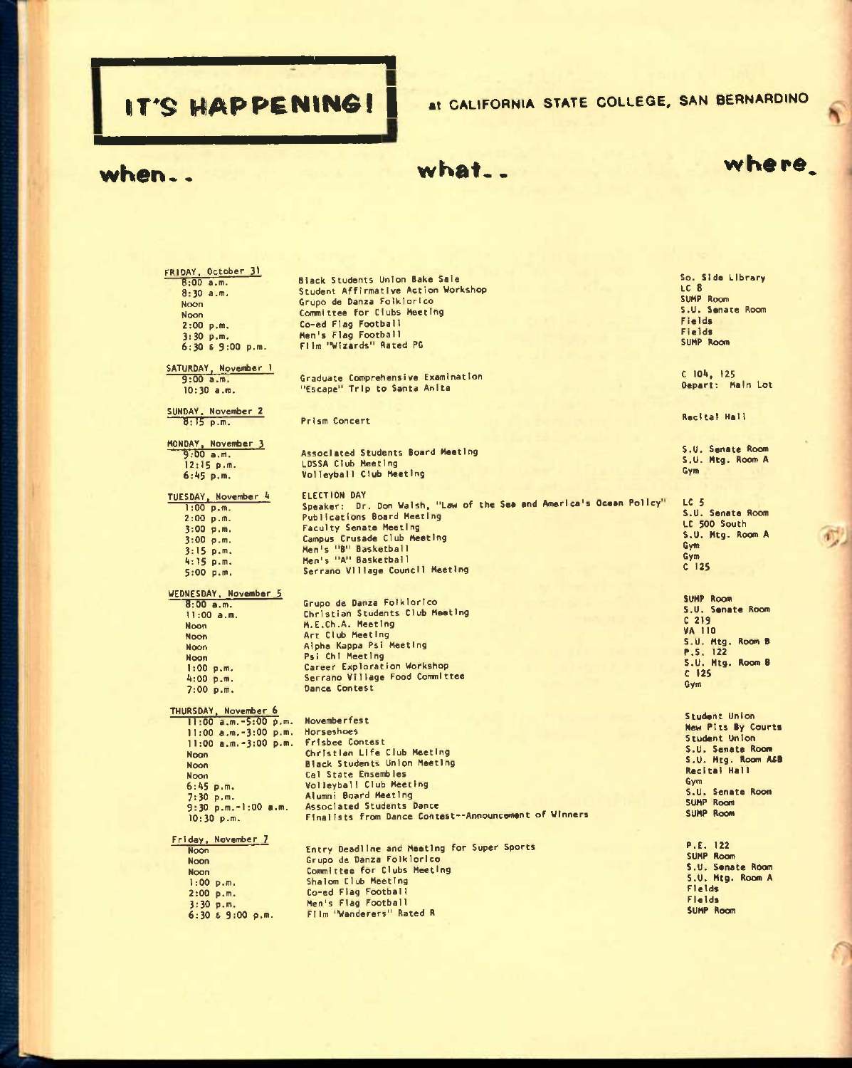# IT'S HAPPENING! at CALIFORNIA STATE COLLEGE, SAN BERNARDINO

| when.. | what.. | where. |
|---|---|---|
| **FRIDAY, October 31** | | |
| 8:00 a.m. | Black Students Union Bake Sale | So. Side Library |
| 8:30 a.m. | Student Affirmative Action Workshop | LC 8 |
| Noon | Grupo de Danza Folklorico | SUMP Room |
| Noon | Committee for Clubs Meeting | S.U. Senate Room |
| 2:00 p.m. | Co-ed Flag Football | Fields |
| 3:30 p.m. | Men's Flag Football | Fields |
| 6:30 & 9:00 p.m. | Film "Wizards" Rated PG | SUMP Room |
| **SATURDAY, November 1** | | |
| 9:00 a.m. | Graduate Comprehensive Examination | C 104, 125 |
| 10:30 a.m. | "Escape" Trip to Santa Anita | Depart: Main Lot |
| **SUNDAY, November 2** | | |
| 8:15 p.m. | Prism Concert | Recital Hall |
| **MONDAY, November 3** | | |
| 9:00 a.m. | Associated Students Board Meeting | S.U. Senate Room |
| 12:15 p.m. | LDSSA Club Meeting | S.U. Mtg. Room A |
| 6:45 p.m. | Volleyball Club Meeting | Gym |
| **TUESDAY, November 4** | ELECTION DAY | |
| 1:00 p.m. | Speaker: Dr. Don Walsh, "Law of the Sea and America's Ocean Policy" | LC 5 |
| 2:00 p.m. | Publications Board Meeting | S.U. Senate Room |
| 3:00 p.m. | Faculty Senate Meeting | LC 500 South |
| 3:00 p.m. | Campus Crusade Club Meeting | S.U. Mtg. Room A |
| 3:15 p.m. | Men's "B" Basketball | Gym |
| 4:15 p.m. | Men's "A" Basketball | Gym |
| 5:00 p.m. | Serrano Village Council Meeting | C 125 |
| **WEDNESDAY, November 5** | | |
| 8:00 a.m. | Grupo de Danza Folklorico | SUMP Room |
| 11:00 a.m. | Christian Students Club Meeting | S.U. Senate Room |
| Noon | M.E.Ch.A. Meeting | C 219 |
| Noon | Art Club Meeting | VA 110 |
| Noon | Alpha Kappa Psi Meeting | S.U. Mtg. Room B |
| Noon | Psi Chi Meeting | P.S. 122 |
| 1:00 p.m. | Career Exploration Workshop | S.U. Mtg. Room B |
| 4:00 p.m. | Serrano Village Food Committee | C 125 |
| 7:00 p.m. | Dance Contest | Gym |
| **THURSDAY, November 6** | | |
| 11:00 a.m.-5:00 p.m. | Novemberfest | Student Union |
| 11:00 a.m.-3:00 p.m. | Horseshoes | New Pits By Courts |
| 11:00 a.m.-3:00 p.m. | Frisbee Contest | Student Union |
| Noon | Christian Life Club Meeting | S.U. Senate Room |
| Noon | Black Students Union Meeting | S.U. Mtg. Room A&B |
| Noon | Cal State Ensembles | Recital Hall |
| 6:45 p.m. | Volleyball Club Meeting | Gym |
| 7:30 p.m. | Alumni Board Meeting | S.U. Senate Room |
| 9:30 p.m.-1:00 a.m. | Associated Students Dance | SUMP Room |
| 10:30 p.m. | Finalists from Dance Contest--Announcement of Winners | SUMP Room |
| **Friday, November 7** | | |
| Noon | Entry Deadline and Meeting for Super Sports | P.E. 122 |
| Noon | Grupo de Danza Folklorico | SUMP Room |
| Noon | Committee for Clubs Meeting | S.U. Senate Room |
| 1:00 p.m. | Shalom Club Meeting | S.U. Mtg. Room A |
| 2:00 p.m. | Co-ed Flag Football | Fields |
| 3:30 p.m. | Men's Flag Football | Fields |
| 6:30 & 9:00 p.m. | Film "Wanderers" Rated R | SUMP Room |